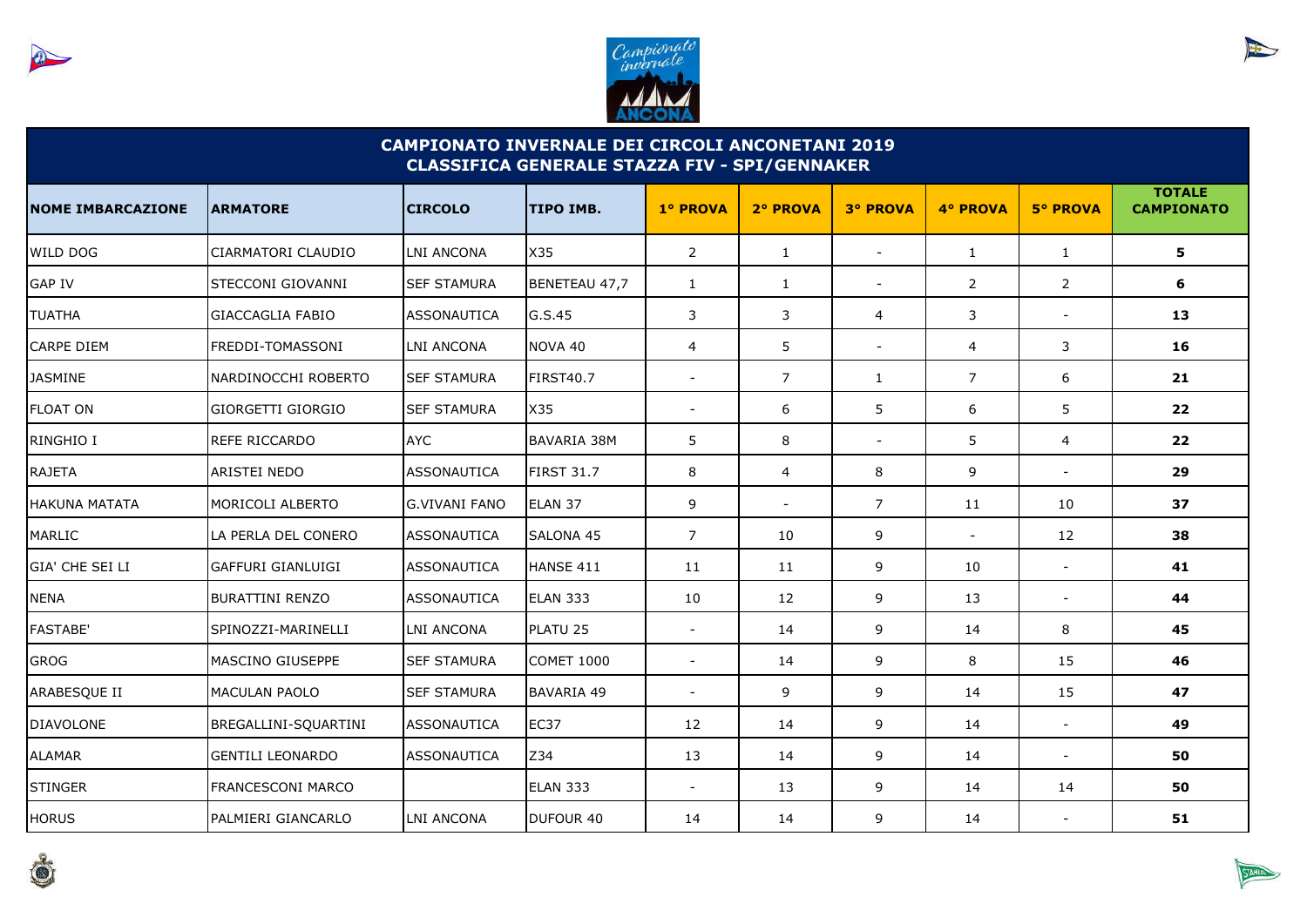# CAMPIONATO INVERNALE DEI CIRCOLI ANCONETANI 2019
## CLASSIFICA GENERALE STAZZA FIV - SPI/GENNAKER

| NOME IMBARCAZIONE | ARMATORE | CIRCOLO | TIPO IMB. | 1° PROVA | 2° PROVA | 3° PROVA | 4° PROVA | 5° PROVA | TOTALE CAMPIONATO |
|---|---|---|---|---|---|---|---|---|---|
| WILD DOG | CIARMATORI CLAUDIO | LNI ANCONA | X35 | 2 | 1 | - | 1 | 1 | **5** |
| GAP IV | STECCONI GIOVANNI | SEF STAMURA | BENETEAU 47,7 | 1 | 1 | - | 2 | 2 | **6** |
| TUATHA | GIACCAGLIA FABIO | ASSONAUTICA | G.S.45 | 3 | 3 | 4 | 3 | - | **13** |
| CARPE DIEM | FREDDI-TOMASSONI | LNI ANCONA | NOVA 40 | 4 | 5 | - | 4 | 3 | **16** |
| JASMINE | NARDINOCCHI ROBERTO | SEF STAMURA | FIRST40.7 | - | 7 | 1 | 7 | 6 | **21** |
| FLOAT ON | GIORGETTI GIORGIO | SEF STAMURA | X35 | - | 6 | 5 | 6 | 5 | **22** |
| RINGHIO I | REFE RICCARDO | AYC | BAVARIA 38M | 5 | 8 | - | 5 | 4 | **22** |
| RAJETA | ARISTEI NEDO | ASSONAUTICA | FIRST 31.7 | 8 | 4 | 8 | 9 | - | **29** |
| HAKUNA MATATA | MORICOLI ALBERTO | G.VIVANI FANO | ELAN 37 | 9 | - | 7 | 11 | 10 | **37** |
| MARLIC | LA PERLA DEL CONERO | ASSONAUTICA | SALONA 45 | 7 | 10 | 9 | - | 12 | **38** |
| GIA' CHE SEI LI | GAFFURI GIANLUIGI | ASSONAUTICA | HANSE 411 | 11 | 11 | 9 | 10 | - | **41** |
| NENA | BURATTINI RENZO | ASSONAUTICA | ELAN 333 | 10 | 12 | 9 | 13 | - | **44** |
| FASTABE' | SPINOZZI-MARINELLI | LNI ANCONA | PLATU 25 | - | 14 | 9 | 14 | 8 | **45** |
| GROG | MASCINO GIUSEPPE | SEF STAMURA | COMET 1000 | - | 14 | 9 | 8 | 15 | **46** |
| ARABESQUE II | MACULAN PAOLO | SEF STAMURA | BAVARIA 49 | - | 9 | 9 | 14 | 15 | **47** |
| DIAVOLONE | BREGALLINI-SQUARTINI | ASSONAUTICA | EC37 | 12 | 14 | 9 | 14 | - | **49** |
| ALAMAR | GENTILI LEONARDO | ASSONAUTICA | Z34 | 13 | 14 | 9 | 14 | - | **50** |
| STINGER | FRANCESCONI MARCO | | ELAN 333 | - | 13 | 9 | 14 | 14 | **50** |
| HORUS | PALMIERI GIANCARLO | LNI ANCONA | DUFOUR 40 | 14 | 14 | 9 | 14 | - | **51** |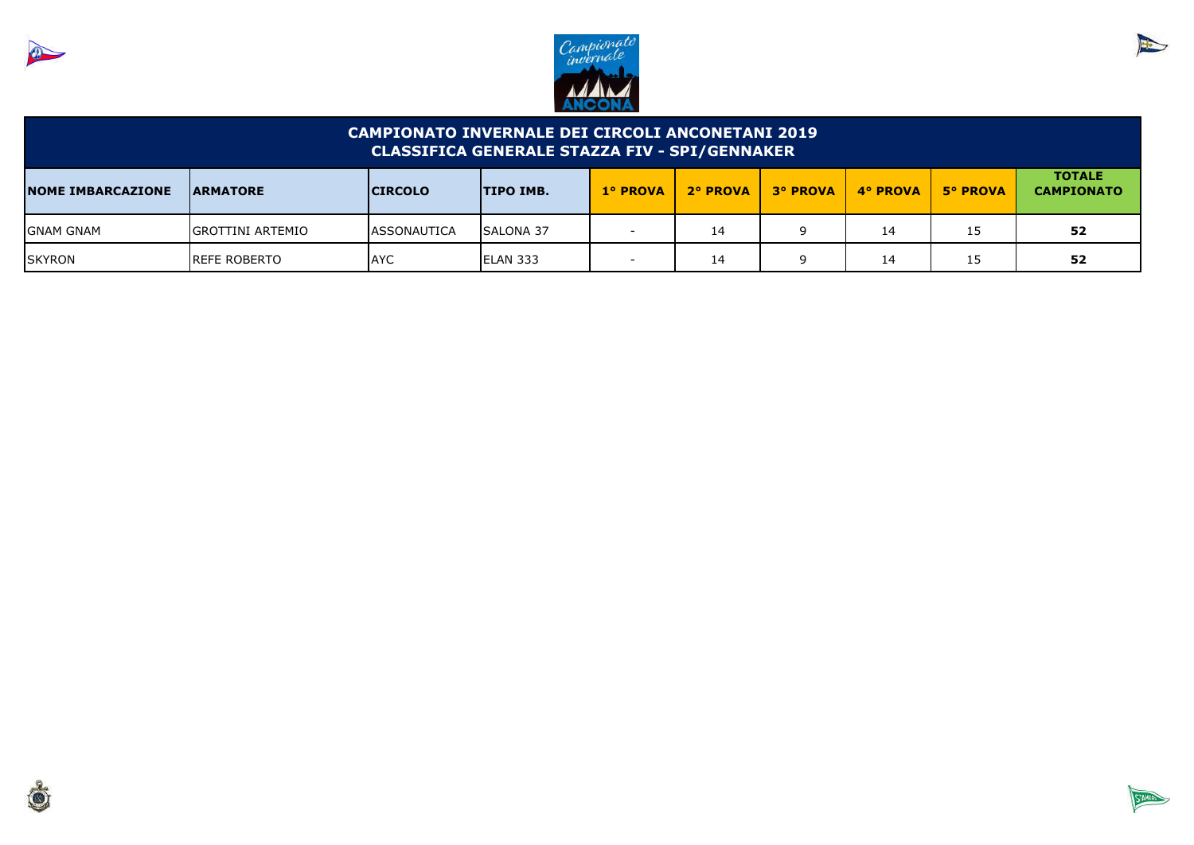## CAMPIONATO INVERNALE DEI CIRCOLI ANCONETANI 2019
## CLASSIFICA GENERALE STAZZA FIV - SPI/GENNAKER

| NOME IMBARCAZIONE | ARMATORE | CIRCOLO | TIPO IMB. | 1° PROVA | 2° PROVA | 3° PROVA | 4° PROVA | 5° PROVA | TOTALE CAMPIONATO |
|---|---|---|---|---|---|---|---|---|---|
| GNAM GNAM | GROTTINI ARTEMIO | ASSONAUTICA | SALONA 37 | - | 14 | 9 | 14 | 15 | **52** |
| SKYRON | REFE ROBERTO | AYC | ELAN 333 | - | 14 | 9 | 14 | 15 | **52** |